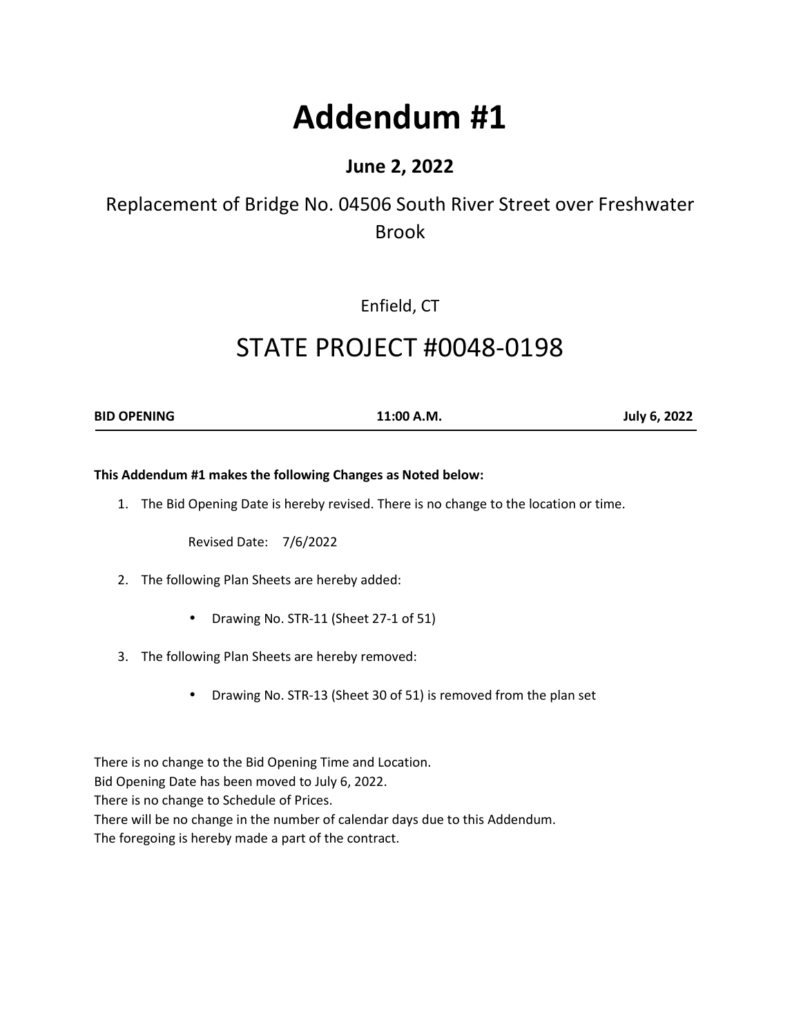# Addendum #1

## June 2, 2022

Replacement of Bridge No. 04506 South River Street over Freshwater Brook

Enfield, CT

# STATE PROJECT #0048-0198

| **BID OPENING** | **11:00 A.M.** | **July 6, 2022** |
|---|---|---|

**This Addendum #1 makes the following Changes as Noted below:**

1. The Bid Opening Date is hereby revised. There is no change to the location or time.

   Revised Date: 7/6/2022

2. The following Plan Sheets are hereby added:

   - Drawing No. STR-11 (Sheet 27-1 of 51)

3. The following Plan Sheets are hereby removed:

   - Drawing No. STR-13 (Sheet 30 of 51) is removed from the plan set

There is no change to the Bid Opening Time and Location.
Bid Opening Date has been moved to July 6, 2022.
There is no change to Schedule of Prices.
There will be no change in the number of calendar days due to this Addendum.
The foregoing is hereby made a part of the contract.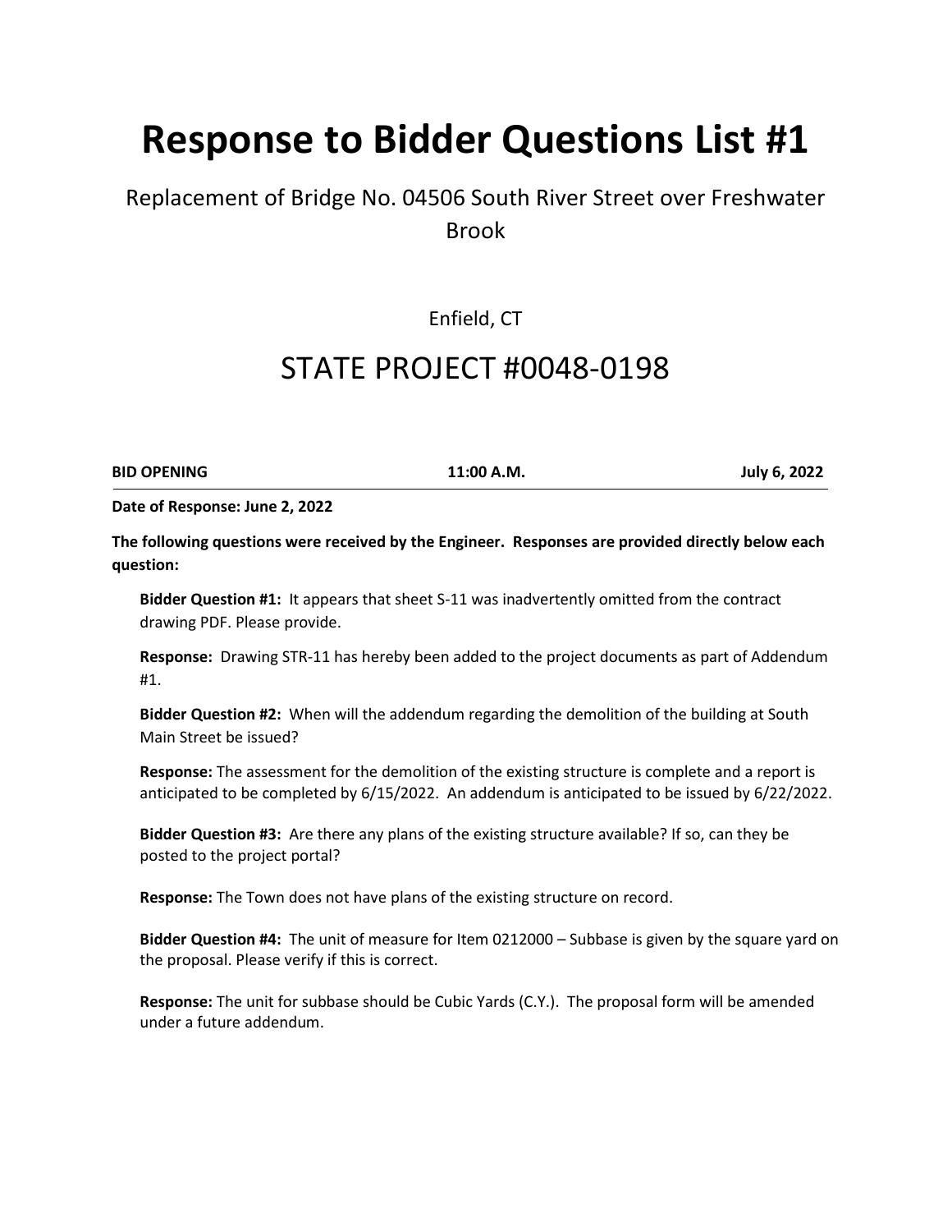# Response to Bidder Questions List #1

Replacement of Bridge No. 04506 South River Street over Freshwater Brook

Enfield, CT

## STATE PROJECT #0048-0198

| **BID OPENING** | **11:00 A.M.** | **July 6, 2022** |
|---|---|---|

**Date of Response: June 2, 2022**

**The following questions were received by the Engineer. Responses are provided directly below each question:**

**Bidder Question #1:** It appears that sheet S-11 was inadvertently omitted from the contract drawing PDF. Please provide.

**Response:** Drawing STR-11 has hereby been added to the project documents as part of Addendum #1.

**Bidder Question #2:** When will the addendum regarding the demolition of the building at South Main Street be issued?

**Response:** The assessment for the demolition of the existing structure is complete and a report is anticipated to be completed by 6/15/2022. An addendum is anticipated to be issued by 6/22/2022.

**Bidder Question #3:** Are there any plans of the existing structure available? If so, can they be posted to the project portal?

**Response:** The Town does not have plans of the existing structure on record.

**Bidder Question #4:** The unit of measure for Item 0212000 – Subbase is given by the square yard on the proposal. Please verify if this is correct.

**Response:** The unit for subbase should be Cubic Yards (C.Y.). The proposal form will be amended under a future addendum.